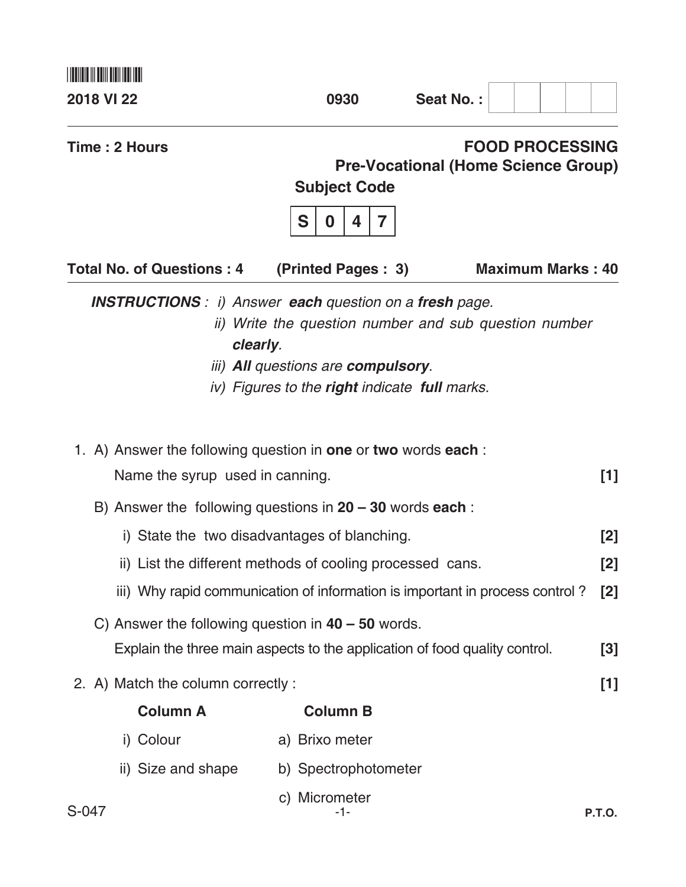2018 VI 22 0930 Seat No. :

Time : 2 Hours

# FOOD PROCESSING

## Pre-Vocational (Home Science Group)

Subject Code

| S | 0 | 4 | 7 |
|---|---|---|---|

**Total No. of Questions : 4** **(Printed Pages : 3)** **Maximum Marks : 40**

***INSTRUCTIONS*** *: i) Answer* ***each*** *question on a* ***fresh*** *page.*

*ii) Write the question number and sub question number* ***clearly****.*

*iii)* ***All*** *questions are* ***compulsory****.*

*iv) Figures to the* ***right*** *indicate* ***full*** *marks.*

1. A) Answer the following question in **one** or **two** words **each** :

   Name the syrup used in canning. **[1]**

   B) Answer the following questions in **20 – 30** words **each** :

   i) State the two disadvantages of blanching. **[2]**

   ii) List the different methods of cooling processed cans. **[2]**

   iii) Why rapid communication of information is important in process control ? **[2]**

   C) Answer the following question in **40 – 50** words.

   Explain the three main aspects to the application of food quality control. **[3]**

2. A) Match the column correctly : **[1]**

| Column A | Column B |
|---|---|
| i) Colour | a) Brixo meter |
| ii) Size and shape | b) Spectrophotometer |
| | c) Micrometer |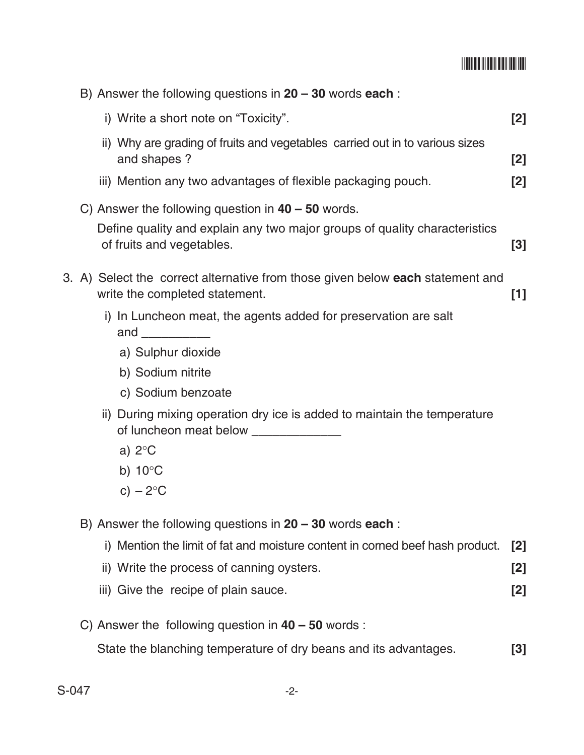B) Answer the following questions in **20 – 30** words **each** :

i) Write a short note on “Toxicity”. **[2]**

ii) Why are grading of fruits and vegetables carried out in to various sizes and shapes ? **[2]**

iii) Mention any two advantages of flexible packaging pouch. **[2]**

C) Answer the following question in **40 – 50** words.

Define quality and explain any two major groups of quality characteristics of fruits and vegetables. **[3]**

3. A) Select the correct alternative from those given below **each** statement and write the completed statement. **[1]**

i) In Luncheon meat, the agents added for preservation are salt and __________

a) Sulphur dioxide

b) Sodium nitrite

c) Sodium benzoate

ii) During mixing operation dry ice is added to maintain the temperature of luncheon meat below _____________

a) 2°C

b) 10°C

c) – 2°C

B) Answer the following questions in **20 – 30** words **each** :

i) Mention the limit of fat and moisture content in corned beef hash product. **[2]**

ii) Write the process of canning oysters. **[2]**

iii) Give the recipe of plain sauce. **[2]**

C) Answer the following question in **40 – 50** words :

State the blanching temperature of dry beans and its advantages. **[3]**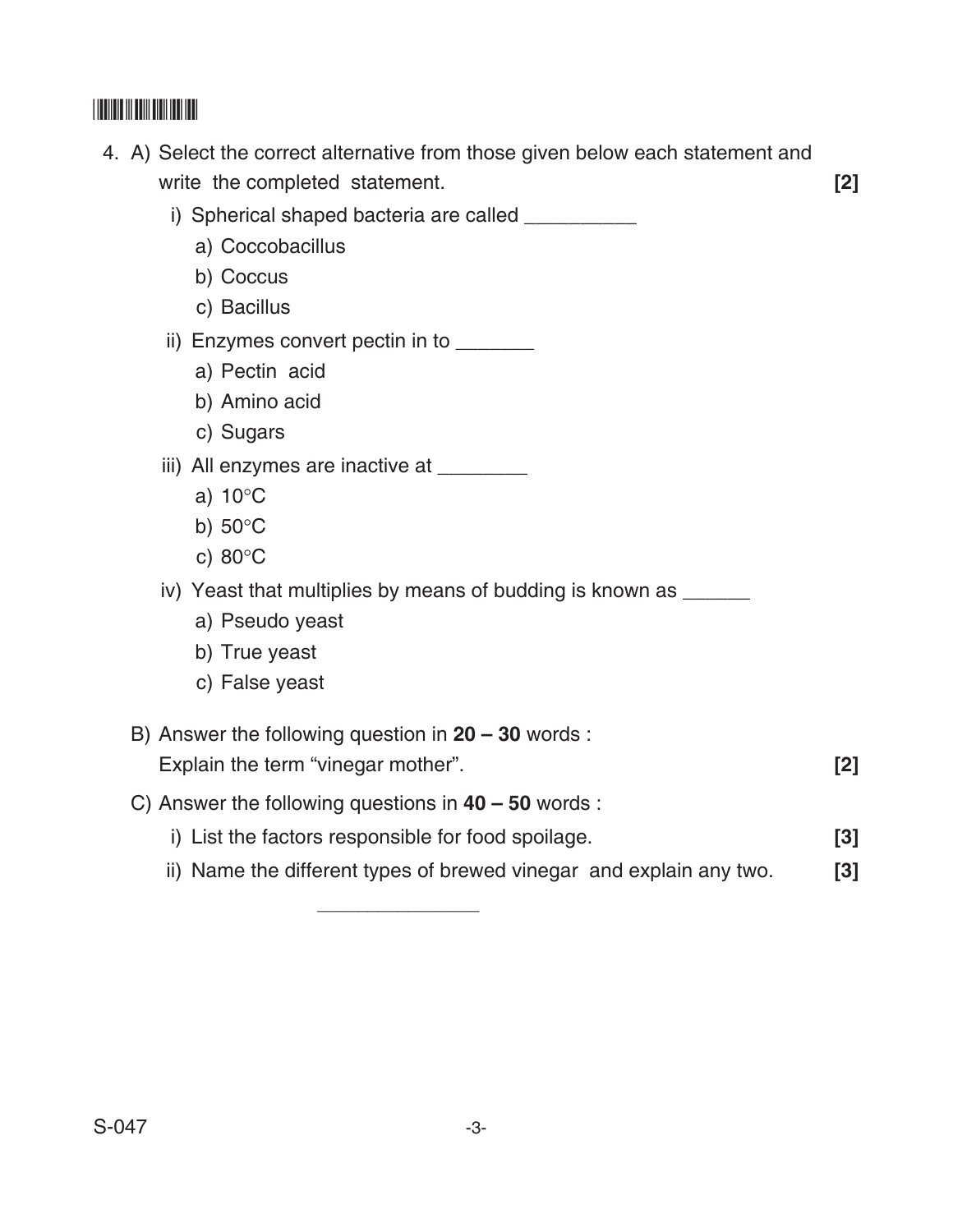4. A) Select the correct alternative from those given below each statement and write the completed statement. **[2]**

   i) Spherical shaped bacteria are called __________

      a) Coccobacillus

      b) Coccus

      c) Bacillus

   ii) Enzymes convert pectin in to _______

      a) Pectin acid

      b) Amino acid

      c) Sugars

   iii) All enzymes are inactive at ________

      a) 10°C

      b) 50°C

      c) 80°C

   iv) Yeast that multiplies by means of budding is known as ______

      a) Pseudo yeast

      b) True yeast

      c) False yeast

B) Answer the following question in **20 – 30** words :
   Explain the term "vinegar mother". **[2]**

C) Answer the following questions in **40 – 50** words :

   i) List the factors responsible for food spoilage. **[3]**

   ii) Name the different types of brewed vinegar and explain any two. **[3]**

---